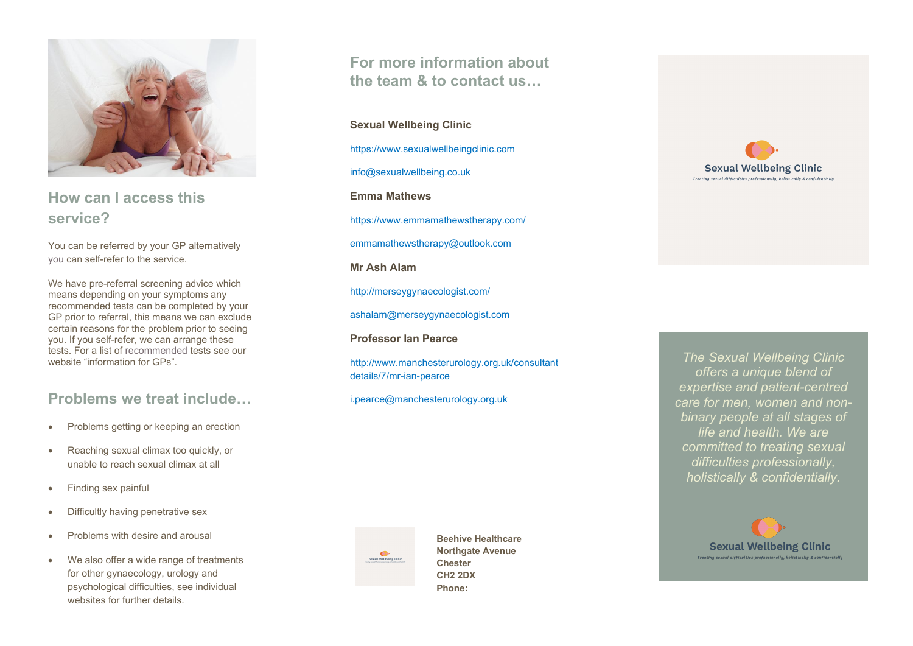## How can I access this service?

You can be referred by your GP alternatively you can self-refer to the service.

We have pre-referral screening advice which means depending on your symptoms any recommended tests can be completed by your GP prior to referral, this means we can exclude certain reasons for the problem prior to seeing you. If you self-refer, we can arrange these tests. For a list of recommended tests see our website “information for GPs”.

## Problems we treat include…

- Problems getting or keeping an erection
- Reaching sexual climax too quickly, or unable to reach sexual climax at all
- Finding sex painful
- Difficultly having penetrative sex
- Problems with desire and arousal
- We also offer a wide range of treatments for other gynaecology, urology and psychological difficulties, see individual websites for further details.

## For more information about the team & to contact us…

**Sexual Wellbeing Clinic**

https://www.sexualwellbeingclinic.com

info@sexualwellbeing.co.uk

**Emma Mathews**

https://www.emmamathewstherapy.com/

emmamathewstherapy@outlook.com

**Mr Ash Alam**

http://merseygynaecologist.com/

ashalam@merseygynaecologist.com

**Professor Ian Pearce**

http://www.manchesterurology.org.uk/consultant details/7/mr-ian-pearce

i.pearce@manchesterurology.org.uk

Sexual Wellbeing Clinic

**Beehive Healthcare**
**Northgate Avenue**
**Chester**
**CH2 2DX**
**Phone:**

**Sexual Wellbeing Clinic**

*Treating sexual difficulties professionally, holistically & confidentially*

*The Sexual Wellbeing Clinic offers a unique blend of expertise and patient-centred care for men, women and non-binary people at all stages of life and health. We are committed to treating sexual difficulties professionally, holistically & confidentially.*

**Sexual Wellbeing Clinic**

*Treating sexual difficulties professionally, holistically & confidentially*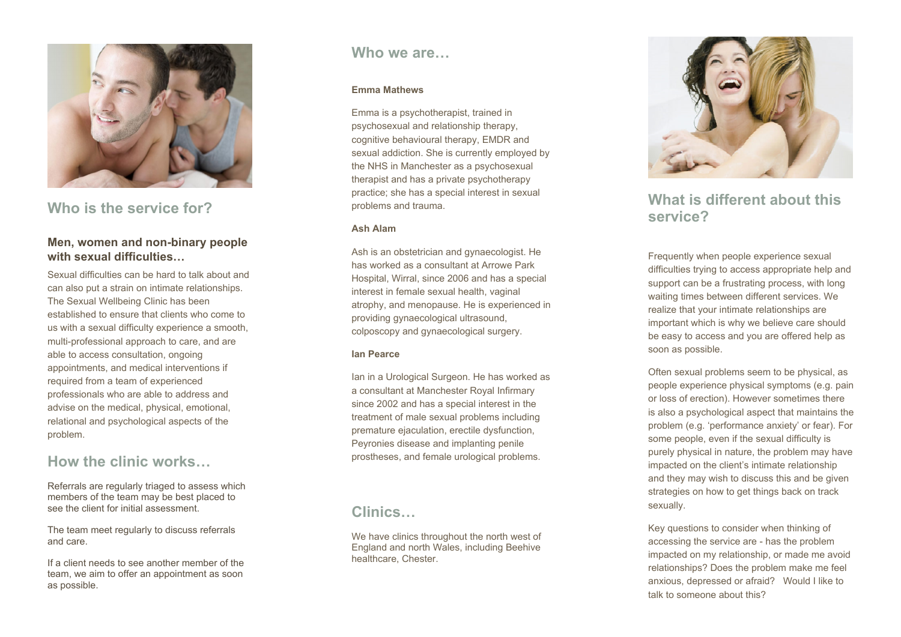## Who is the service for?

**Men, women and non-binary people with sexual difficulties…**

Sexual difficulties can be hard to talk about and can also put a strain on intimate relationships. The Sexual Wellbeing Clinic has been established to ensure that clients who come to us with a sexual difficulty experience a smooth, multi-professional approach to care, and are able to access consultation, ongoing appointments, and medical interventions if required from a team of experienced professionals who are able to address and advise on the medical, physical, emotional, relational and psychological aspects of the problem.

## How the clinic works…

Referrals are regularly triaged to assess which members of the team may be best placed to see the client for initial assessment.

The team meet regularly to discuss referrals and care.

If a client needs to see another member of the team, we aim to offer an appointment as soon as possible.

## Who we are…

**Emma Mathews**

Emma is a psychotherapist, trained in psychosexual and relationship therapy, cognitive behavioural therapy, EMDR and sexual addiction. She is currently employed by the NHS in Manchester as a psychosexual therapist and has a private psychotherapy practice; she has a special interest in sexual problems and trauma.

**Ash Alam**

Ash is an obstetrician and gynaecologist. He has worked as a consultant at Arrowe Park Hospital, Wirral, since 2006 and has a special interest in female sexual health, vaginal atrophy, and menopause. He is experienced in providing gynaecological ultrasound, colposcopy and gynaecological surgery.

**Ian Pearce**

Ian in a Urological Surgeon. He has worked as a consultant at Manchester Royal Infirmary since 2002 and has a special interest in the treatment of male sexual problems including premature ejaculation, erectile dysfunction, Peyronies disease and implanting penile prostheses, and female urological problems.

## Clinics…

We have clinics throughout the north west of England and north Wales, including Beehive healthcare, Chester.

## What is different about this service?

Frequently when people experience sexual difficulties trying to access appropriate help and support can be a frustrating process, with long waiting times between different services. We realize that your intimate relationships are important which is why we believe care should be easy to access and you are offered help as soon as possible.

Often sexual problems seem to be physical, as people experience physical symptoms (e.g. pain or loss of erection). However sometimes there is also a psychological aspect that maintains the problem (e.g. 'performance anxiety' or fear). For some people, even if the sexual difficulty is purely physical in nature, the problem may have impacted on the client's intimate relationship and they may wish to discuss this and be given strategies on how to get things back on track sexually.

Key questions to consider when thinking of accessing the service are - has the problem impacted on my relationship, or made me avoid relationships? Does the problem make me feel anxious, depressed or afraid? Would I like to talk to someone about this?